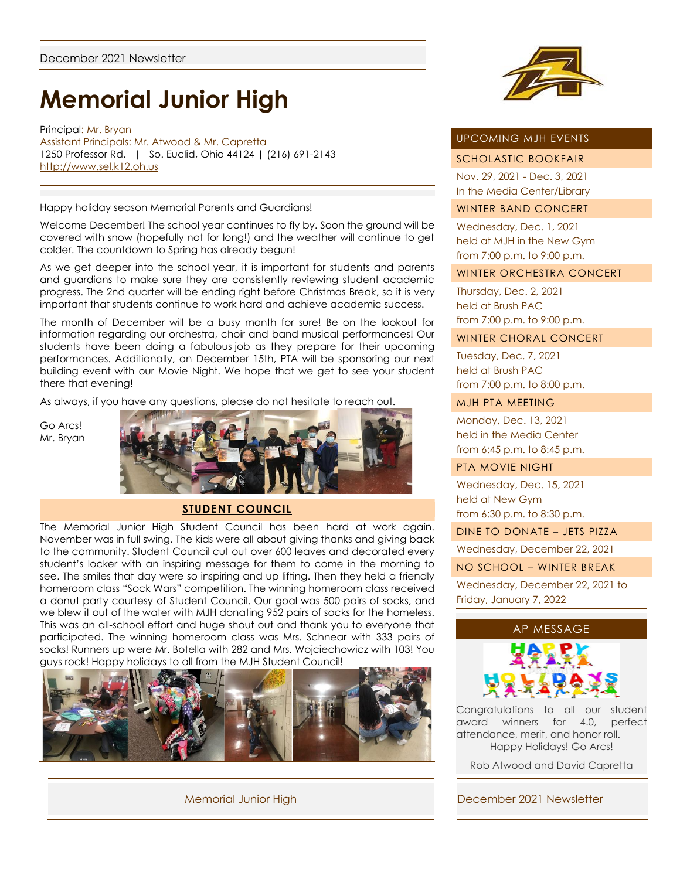December 2021 Newsletter

# Memorial Junior High

Principal: Mr. Bryan
Assistant Principals: Mr. Atwood & Mr. Capretta
1250 Professor Rd. | So. Euclid, Ohio 44124 | (216) 691-2143
http://www.sel.k12.oh.us

Happy holiday season Memorial Parents and Guardians!

Welcome December! The school year continues to fly by. Soon the ground will be covered with snow (hopefully not for long!) and the weather will continue to get colder. The countdown to Spring has already begun!

As we get deeper into the school year, it is important for students and parents and guardians to make sure they are consistently reviewing student academic progress. The 2nd quarter will be ending right before Christmas Break, so it is very important that students continue to work hard and achieve academic success.

The month of December will be a busy month for sure! Be on the lookout for information regarding our orchestra, choir and band musical performances! Our students have been doing a fabulous job as they prepare for their upcoming performances. Additionally, on December 15th, PTA will be sponsoring our next building event with our Movie Night. We hope that we get to see your student there that evening!

As always, if you have any questions, please do not hesitate to reach out.

Go Arcs!
Mr. Bryan

## STUDENT COUNCIL

The Memorial Junior High Student Council has been hard at work again. November was in full swing. The kids were all about giving thanks and giving back to the community. Student Council cut out over 600 leaves and decorated every student's locker with an inspiring message for them to come in the morning to see. The smiles that day were so inspiring and up lifting. Then they held a friendly homeroom class "Sock Wars" competition. The winning homeroom class received a donut party courtesy of Student Council. Our goal was 500 pairs of socks, and we blew it out of the water with MJH donating 952 pairs of socks for the homeless. This was an all-school effort and huge shout out and thank you to everyone that participated. The winning homeroom class was Mrs. Schnear with 333 pairs of socks! Runners up were Mr. Botella with 282 and Mrs. Wojciechowicz with 103! You guys rock! Happy holidays to all from the MJH Student Council!

## UPCOMING MJH EVENTS

**SCHOLASTIC BOOKFAIR**
Nov. 29, 2021 - Dec. 3, 2021
In the Media Center/Library

**WINTER BAND CONCERT**
Wednesday, Dec. 1, 2021
held at MJH in the New Gym
from 7:00 p.m. to 9:00 p.m.

**WINTER ORCHESTRA CONCERT**
Thursday, Dec. 2, 2021
held at Brush PAC
from 7:00 p.m. to 9:00 p.m.

**WINTER CHORAL CONCERT**
Tuesday, Dec. 7, 2021
held at Brush PAC
from 7:00 p.m. to 8:00 p.m.

**MJH PTA MEETING**
Monday, Dec. 13, 2021
held in the Media Center
from 6:45 p.m. to 8:45 p.m.

**PTA MOVIE NIGHT**
Wednesday, Dec. 15, 2021
held at New Gym
from 6:30 p.m. to 8:30 p.m.

**DINE TO DONATE – JETS PIZZA**
Wednesday, December 22, 2021

**NO SCHOOL – WINTER BREAK**
Wednesday, December 22, 2021 to Friday, January 7, 2022

## AP MESSAGE

Congratulations to all our student award winners for 4.0, perfect attendance, merit, and honor roll.
Happy Holidays! Go Arcs!

Rob Atwood and David Capretta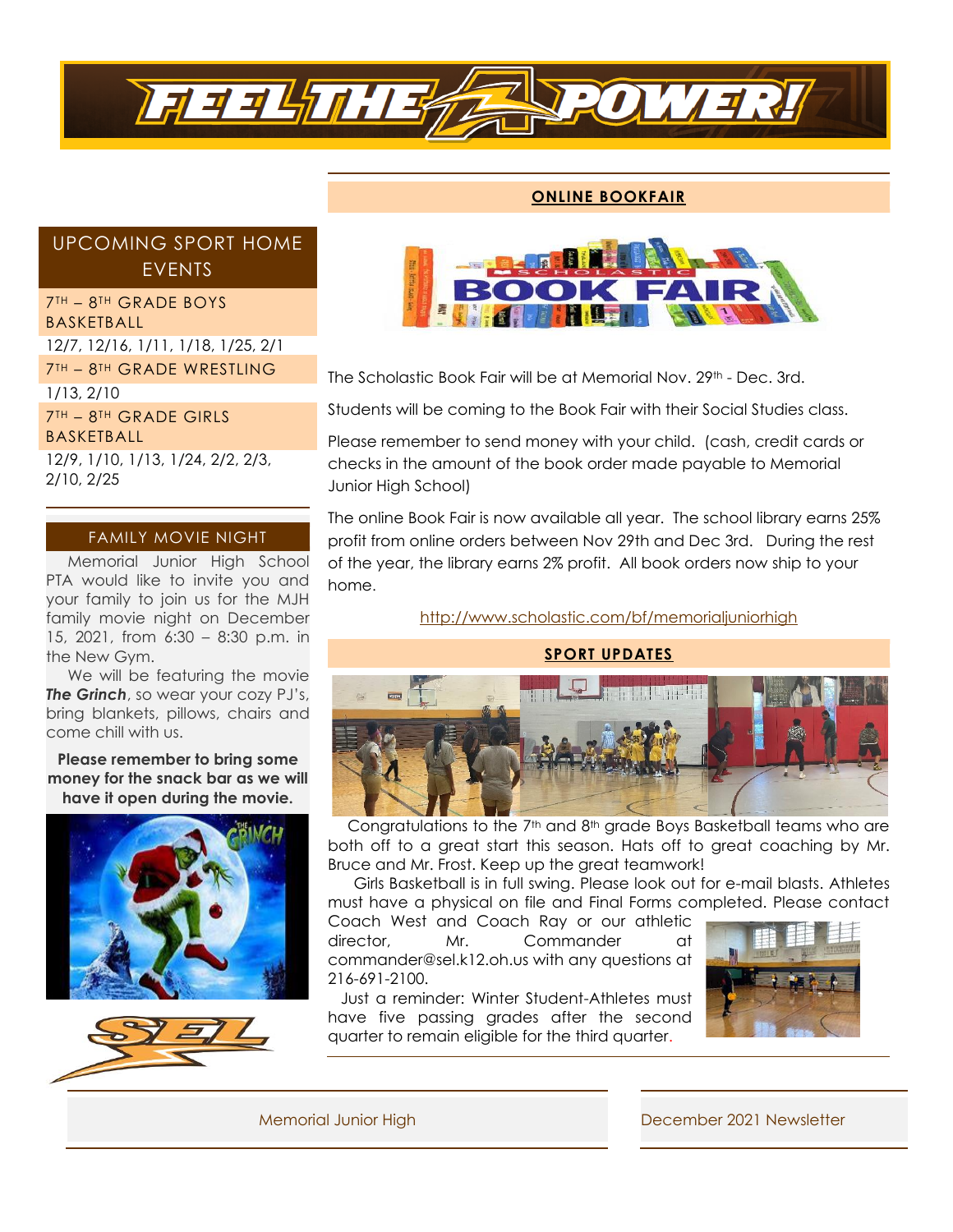# FEEL THE POWER!

## UPCOMING SPORT HOME EVENTS

**7TH – 8TH GRADE BOYS BASKETBALL**

12/7, 12/16, 1/11, 1/18, 1/25, 2/1

**7TH – 8TH GRADE WRESTLING**

1/13, 2/10

**7TH – 8TH GRADE GIRLS BASKETBALL**

12/9, 1/10, 1/13, 1/24, 2/2, 2/3, 2/10, 2/25

## FAMILY MOVIE NIGHT

Memorial Junior High School PTA would like to invite you and your family to join us for the MJH family movie night on December 15, 2021, from 6:30 – 8:30 p.m. in the New Gym.

We will be featuring the movie ***The Grinch***, so wear your cozy PJ's, bring blankets, pillows, chairs and come chill with us.

**Please remember to bring some money for the snack bar as we will have it open during the movie.**

## ONLINE BOOKFAIR

The Scholastic Book Fair will be at Memorial Nov. 29th - Dec. 3rd.

Students will be coming to the Book Fair with their Social Studies class.

Please remember to send money with your child. (cash, credit cards or checks in the amount of the book order made payable to Memorial Junior High School)

The online Book Fair is now available all year. The school library earns 25% profit from online orders between Nov 29th and Dec 3rd. During the rest of the year, the library earns 2% profit. All book orders now ship to your home.

http://www.scholastic.com/bf/memorialjuniorhigh

## SPORT UPDATES

Congratulations to the 7th and 8th grade Boys Basketball teams who are both off to a great start this season. Hats off to great coaching by Mr. Bruce and Mr. Frost. Keep up the great teamwork!

Girls Basketball is in full swing. Please look out for e-mail blasts. Athletes must have a physical on file and Final Forms completed. Please contact Coach West and Coach Ray or our athletic director, Mr. Commander at commander@sel.k12.oh.us with any questions at 216-691-2100.

Just a reminder: Winter Student-Athletes must have five passing grades after the second quarter to remain eligible for the third quarter.